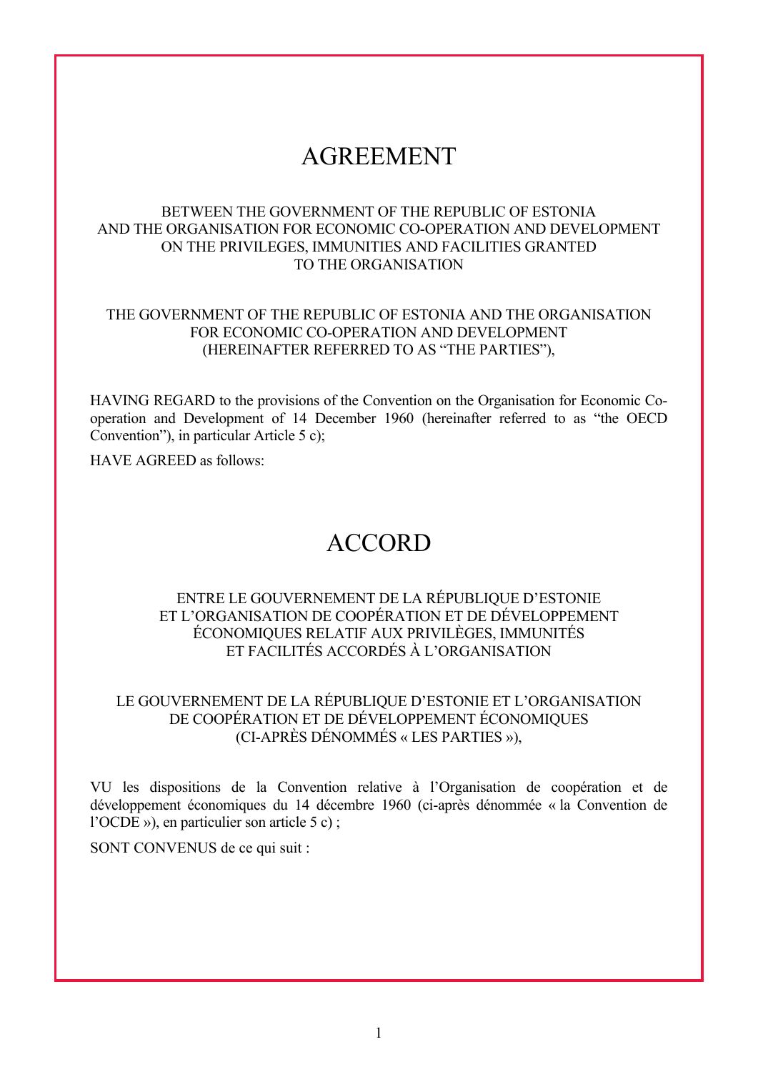# AGREEMENT

BETWEEN THE GOVERNMENT OF THE REPUBLIC OF ESTONIA
AND THE ORGANISATION FOR ECONOMIC CO-OPERATION AND DEVELOPMENT
ON THE PRIVILEGES, IMMUNITIES AND FACILITIES GRANTED
TO THE ORGANISATION

THE GOVERNMENT OF THE REPUBLIC OF ESTONIA AND THE ORGANISATION
FOR ECONOMIC CO-OPERATION AND DEVELOPMENT
(HEREINAFTER REFERRED TO AS "THE PARTIES"),

HAVING REGARD to the provisions of the Convention on the Organisation for Economic Co-operation and Development of 14 December 1960 (hereinafter referred to as "the OECD Convention"), in particular Article 5 c);

HAVE AGREED as follows:

# ACCORD

ENTRE LE GOUVERNEMENT DE LA RÉPUBLIQUE D'ESTONIE
ET L'ORGANISATION DE COOPÉRATION ET DE DÉVELOPPEMENT
ÉCONOMIQUES RELATIF AUX PRIVILÈGES, IMMUNITÉS
ET FACILITÉS ACCORDÉS À L'ORGANISATION

LE GOUVERNEMENT DE LA RÉPUBLIQUE D'ESTONIE ET L'ORGANISATION
DE COOPÉRATION ET DE DÉVELOPPEMENT ÉCONOMIQUES
(CI-APRÈS DÉNOMMÉS « LES PARTIES »),

VU les dispositions de la Convention relative à l'Organisation de coopération et de développement économiques du 14 décembre 1960 (ci-après dénommée « la Convention de l'OCDE »), en particulier son article 5 c) ;

SONT CONVENUS de ce qui suit :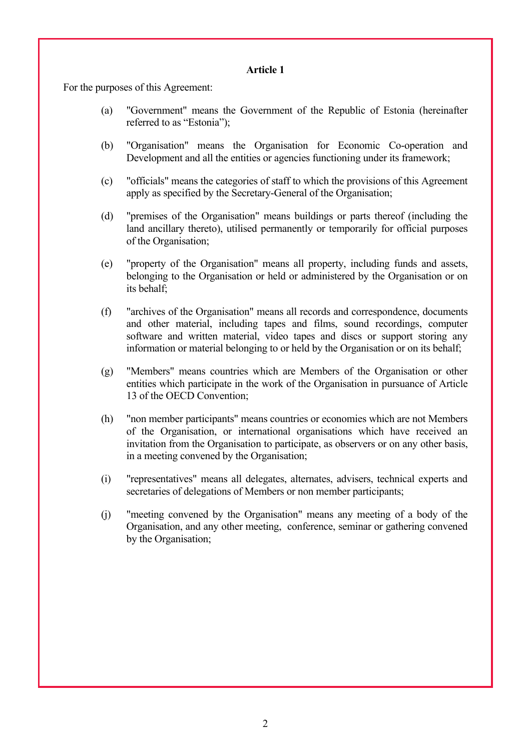### Article 1

For the purposes of this Agreement:

(a) "Government" means the Government of the Republic of Estonia (hereinafter referred to as “Estonia”);

(b) "Organisation" means the Organisation for Economic Co-operation and Development and all the entities or agencies functioning under its framework;

(c) "officials" means the categories of staff to which the provisions of this Agreement apply as specified by the Secretary-General of the Organisation;

(d) "premises of the Organisation" means buildings or parts thereof (including the land ancillary thereto), utilised permanently or temporarily for official purposes of the Organisation;

(e) "property of the Organisation" means all property, including funds and assets, belonging to the Organisation or held or administered by the Organisation or on its behalf;

(f) "archives of the Organisation" means all records and correspondence, documents and other material, including tapes and films, sound recordings, computer software and written material, video tapes and discs or support storing any information or material belonging to or held by the Organisation or on its behalf;

(g) "Members" means countries which are Members of the Organisation or other entities which participate in the work of the Organisation in pursuance of Article 13 of the OECD Convention;

(h) "non member participants" means countries or economies which are not Members of the Organisation, or international organisations which have received an invitation from the Organisation to participate, as observers or on any other basis, in a meeting convened by the Organisation;

(i) "representatives" means all delegates, alternates, advisers, technical experts and secretaries of delegations of Members or non member participants;

(j) "meeting convened by the Organisation" means any meeting of a body of the Organisation, and any other meeting, conference, seminar or gathering convened by the Organisation;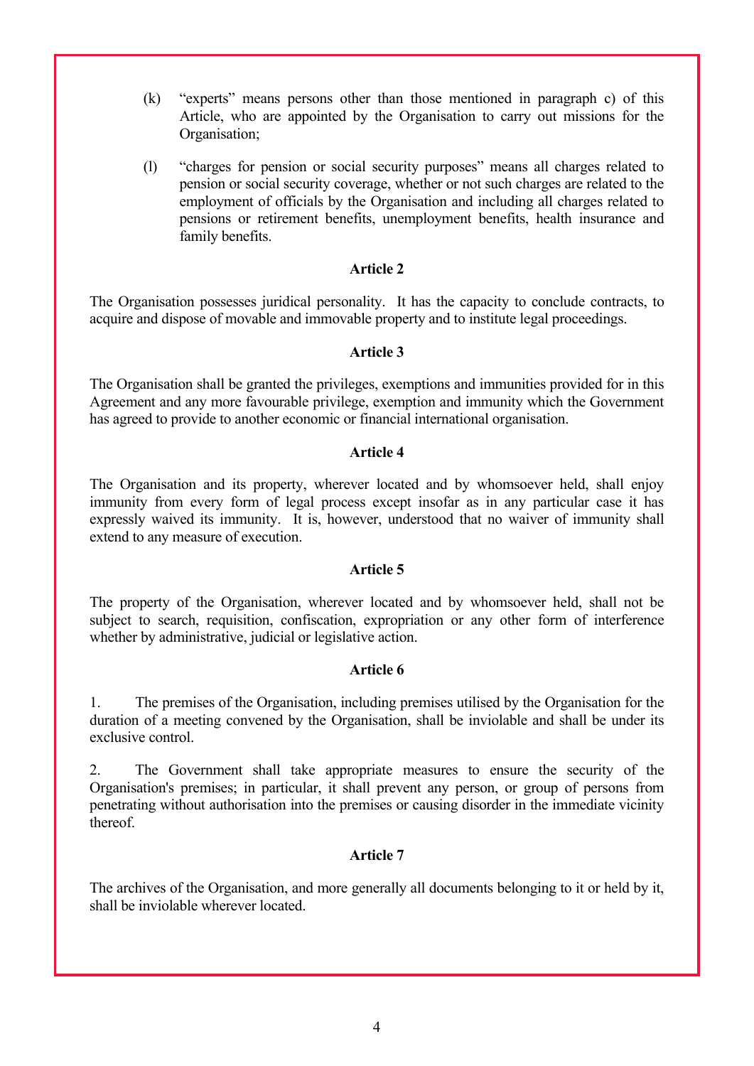(k) "experts" means persons other than those mentioned in paragraph c) of this Article, who are appointed by the Organisation to carry out missions for the Organisation;

(l) "charges for pension or social security purposes" means all charges related to pension or social security coverage, whether or not such charges are related to the employment of officials by the Organisation and including all charges related to pensions or retirement benefits, unemployment benefits, health insurance and family benefits.

**Article 2**

The Organisation possesses juridical personality. It has the capacity to conclude contracts, to acquire and dispose of movable and immovable property and to institute legal proceedings.

**Article 3**

The Organisation shall be granted the privileges, exemptions and immunities provided for in this Agreement and any more favourable privilege, exemption and immunity which the Government has agreed to provide to another economic or financial international organisation.

**Article 4**

The Organisation and its property, wherever located and by whomsoever held, shall enjoy immunity from every form of legal process except insofar as in any particular case it has expressly waived its immunity. It is, however, understood that no waiver of immunity shall extend to any measure of execution.

**Article 5**

The property of the Organisation, wherever located and by whomsoever held, shall not be subject to search, requisition, confiscation, expropriation or any other form of interference whether by administrative, judicial or legislative action.

**Article 6**

1. The premises of the Organisation, including premises utilised by the Organisation for the duration of a meeting convened by the Organisation, shall be inviolable and shall be under its exclusive control.

2. The Government shall take appropriate measures to ensure the security of the Organisation's premises; in particular, it shall prevent any person, or group of persons from penetrating without authorisation into the premises or causing disorder in the immediate vicinity thereof.

**Article 7**

The archives of the Organisation, and more generally all documents belonging to it or held by it, shall be inviolable wherever located.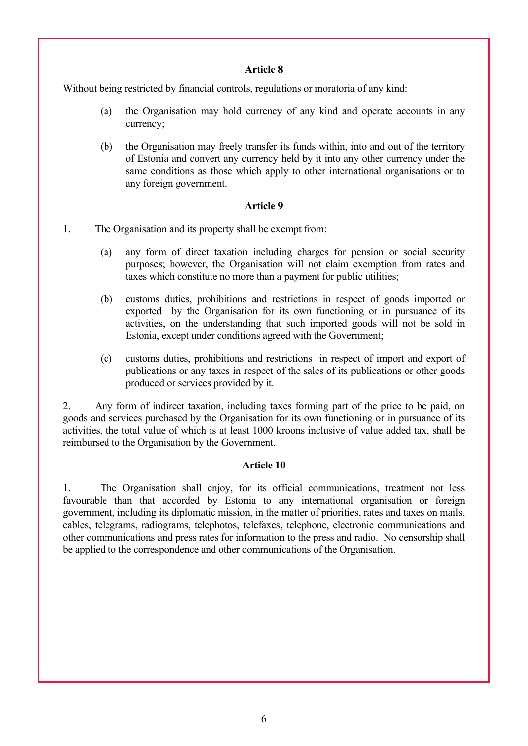### Article 8

Without being restricted by financial controls, regulations or moratoria of any kind:

(a) the Organisation may hold currency of any kind and operate accounts in any currency;

(b) the Organisation may freely transfer its funds within, into and out of the territory of Estonia and convert any currency held by it into any other currency under the same conditions as those which apply to other international organisations or to any foreign government.

### Article 9

1. The Organisation and its property shall be exempt from:

(a) any form of direct taxation including charges for pension or social security purposes; however, the Organisation will not claim exemption from rates and taxes which constitute no more than a payment for public utilities;

(b) customs duties, prohibitions and restrictions in respect of goods imported or exported by the Organisation for its own functioning or in pursuance of its activities, on the understanding that such imported goods will not be sold in Estonia, except under conditions agreed with the Government;

(c) customs duties, prohibitions and restrictions in respect of import and export of publications or any taxes in respect of the sales of its publications or other goods produced or services provided by it.

2. Any form of indirect taxation, including taxes forming part of the price to be paid, on goods and services purchased by the Organisation for its own functioning or in pursuance of its activities, the total value of which is at least 1000 kroons inclusive of value added tax, shall be reimbursed to the Organisation by the Government.

### Article 10

1. The Organisation shall enjoy, for its official communications, treatment not less favourable than that accorded by Estonia to any international organisation or foreign government, including its diplomatic mission, in the matter of priorities, rates and taxes on mails, cables, telegrams, radiograms, telephotos, telefaxes, telephone, electronic communications and other communications and press rates for information to the press and radio. No censorship shall be applied to the correspondence and other communications of the Organisation.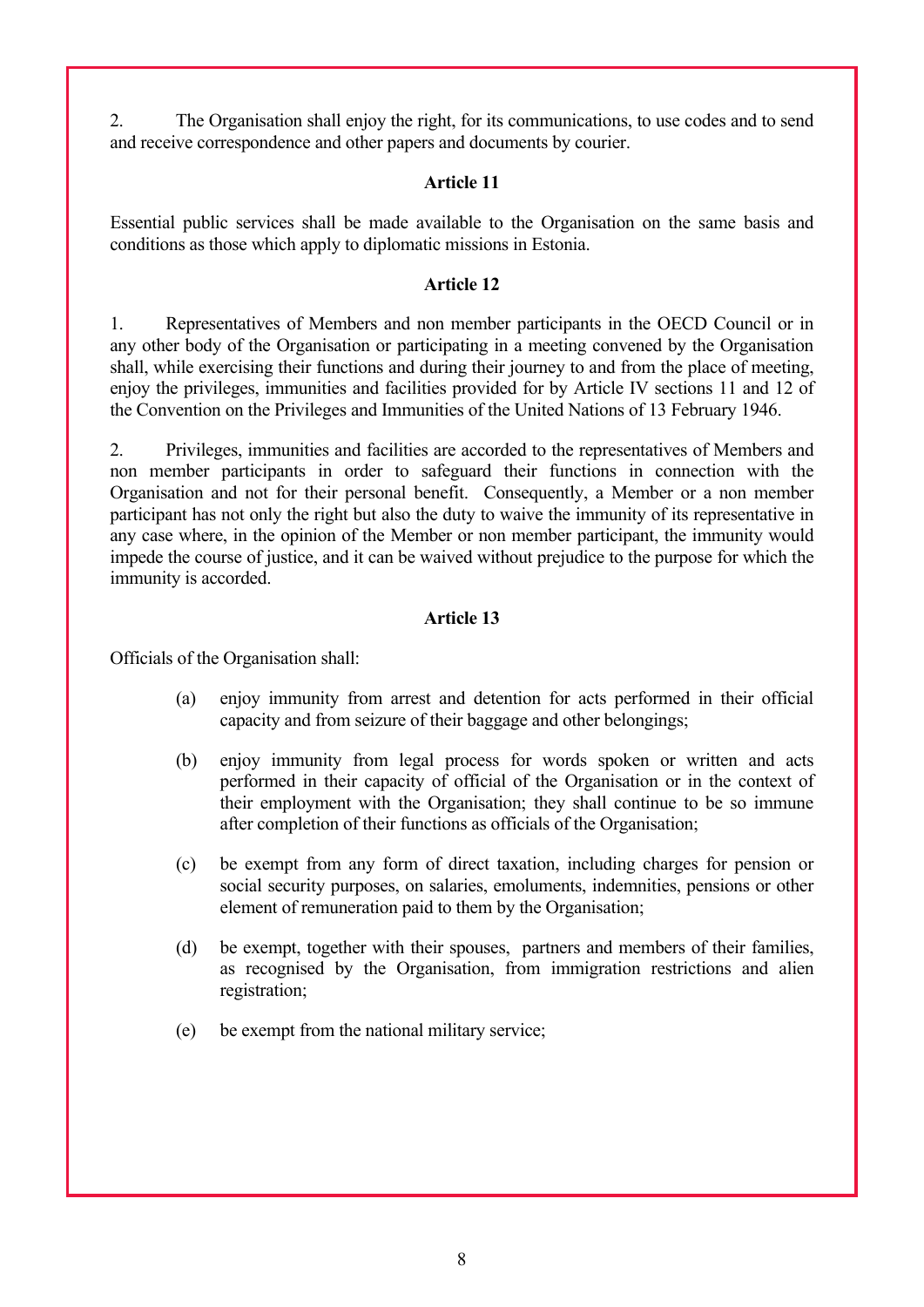2. The Organisation shall enjoy the right, for its communications, to use codes and to send and receive correspondence and other papers and documents by courier.

**Article 11**

Essential public services shall be made available to the Organisation on the same basis and conditions as those which apply to diplomatic missions in Estonia.

**Article 12**

1. Representatives of Members and non member participants in the OECD Council or in any other body of the Organisation or participating in a meeting convened by the Organisation shall, while exercising their functions and during their journey to and from the place of meeting, enjoy the privileges, immunities and facilities provided for by Article IV sections 11 and 12 of the Convention on the Privileges and Immunities of the United Nations of 13 February 1946.

2. Privileges, immunities and facilities are accorded to the representatives of Members and non member participants in order to safeguard their functions in connection with the Organisation and not for their personal benefit. Consequently, a Member or a non member participant has not only the right but also the duty to waive the immunity of its representative in any case where, in the opinion of the Member or non member participant, the immunity would impede the course of justice, and it can be waived without prejudice to the purpose for which the immunity is accorded.

**Article 13**

Officials of the Organisation shall:

(a) enjoy immunity from arrest and detention for acts performed in their official capacity and from seizure of their baggage and other belongings;

(b) enjoy immunity from legal process for words spoken or written and acts performed in their capacity of official of the Organisation or in the context of their employment with the Organisation; they shall continue to be so immune after completion of their functions as officials of the Organisation;

(c) be exempt from any form of direct taxation, including charges for pension or social security purposes, on salaries, emoluments, indemnities, pensions or other element of remuneration paid to them by the Organisation;

(d) be exempt, together with their spouses, partners and members of their families, as recognised by the Organisation, from immigration restrictions and alien registration;

(e) be exempt from the national military service;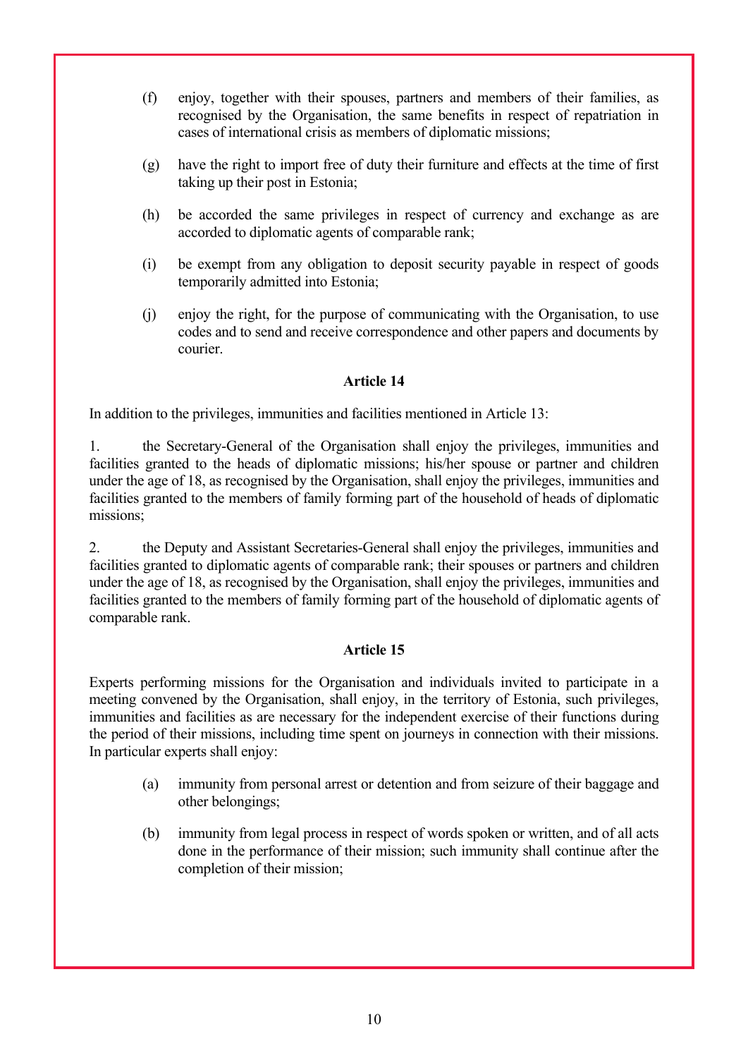(f) enjoy, together with their spouses, partners and members of their families, as recognised by the Organisation, the same benefits in respect of repatriation in cases of international crisis as members of diplomatic missions;

(g) have the right to import free of duty their furniture and effects at the time of first taking up their post in Estonia;

(h) be accorded the same privileges in respect of currency and exchange as are accorded to diplomatic agents of comparable rank;

(i) be exempt from any obligation to deposit security payable in respect of goods temporarily admitted into Estonia;

(j) enjoy the right, for the purpose of communicating with the Organisation, to use codes and to send and receive correspondence and other papers and documents by courier.

**Article 14**

In addition to the privileges, immunities and facilities mentioned in Article 13:

1. the Secretary-General of the Organisation shall enjoy the privileges, immunities and facilities granted to the heads of diplomatic missions; his/her spouse or partner and children under the age of 18, as recognised by the Organisation, shall enjoy the privileges, immunities and facilities granted to the members of family forming part of the household of heads of diplomatic missions;

2. the Deputy and Assistant Secretaries-General shall enjoy the privileges, immunities and facilities granted to diplomatic agents of comparable rank; their spouses or partners and children under the age of 18, as recognised by the Organisation, shall enjoy the privileges, immunities and facilities granted to the members of family forming part of the household of diplomatic agents of comparable rank.

**Article 15**

Experts performing missions for the Organisation and individuals invited to participate in a meeting convened by the Organisation, shall enjoy, in the territory of Estonia, such privileges, immunities and facilities as are necessary for the independent exercise of their functions during the period of their missions, including time spent on journeys in connection with their missions. In particular experts shall enjoy:

(a) immunity from personal arrest or detention and from seizure of their baggage and other belongings;

(b) immunity from legal process in respect of words spoken or written, and of all acts done in the performance of their mission; such immunity shall continue after the completion of their mission;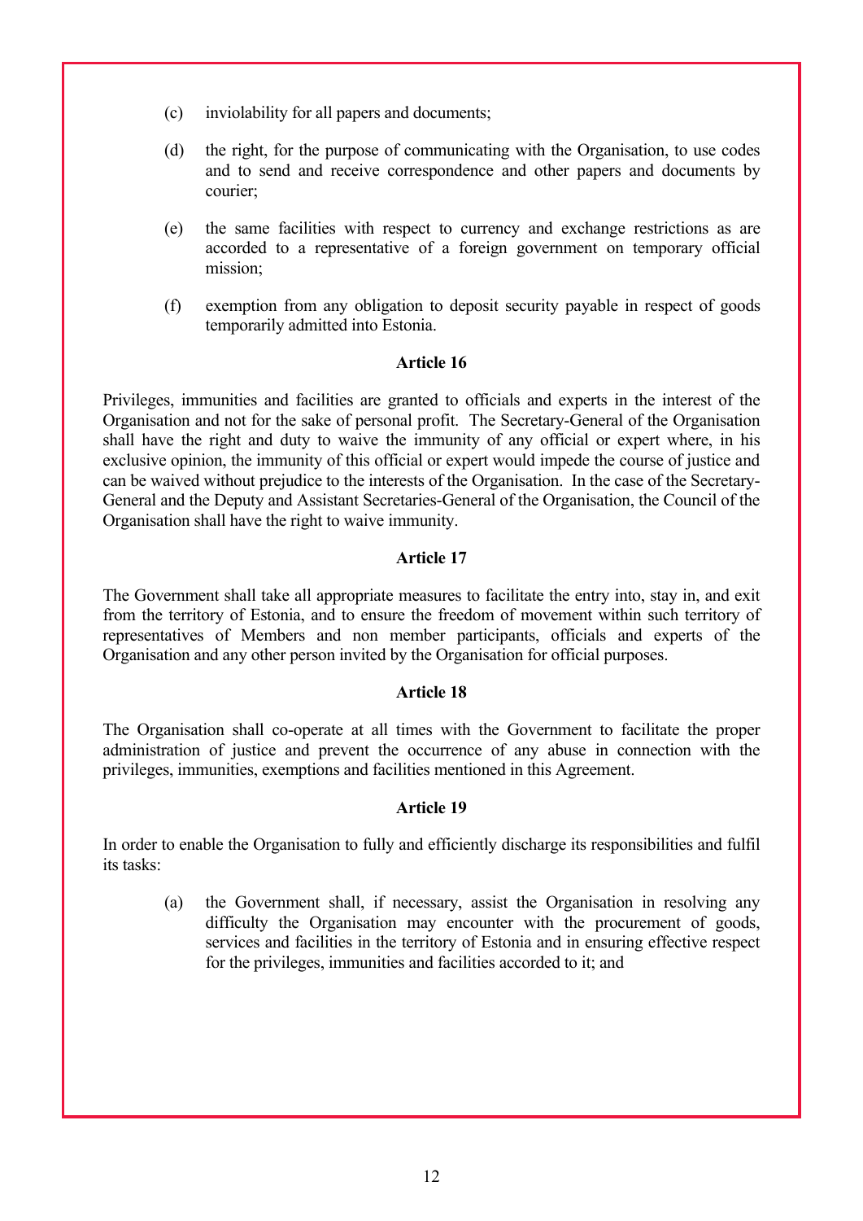(c) inviolability for all papers and documents;

(d) the right, for the purpose of communicating with the Organisation, to use codes and to send and receive correspondence and other papers and documents by courier;

(e) the same facilities with respect to currency and exchange restrictions as are accorded to a representative of a foreign government on temporary official mission;

(f) exemption from any obligation to deposit security payable in respect of goods temporarily admitted into Estonia.

**Article 16**

Privileges, immunities and facilities are granted to officials and experts in the interest of the Organisation and not for the sake of personal profit. The Secretary-General of the Organisation shall have the right and duty to waive the immunity of any official or expert where, in his exclusive opinion, the immunity of this official or expert would impede the course of justice and can be waived without prejudice to the interests of the Organisation. In the case of the Secretary-General and the Deputy and Assistant Secretaries-General of the Organisation, the Council of the Organisation shall have the right to waive immunity.

**Article 17**

The Government shall take all appropriate measures to facilitate the entry into, stay in, and exit from the territory of Estonia, and to ensure the freedom of movement within such territory of representatives of Members and non member participants, officials and experts of the Organisation and any other person invited by the Organisation for official purposes.

**Article 18**

The Organisation shall co-operate at all times with the Government to facilitate the proper administration of justice and prevent the occurrence of any abuse in connection with the privileges, immunities, exemptions and facilities mentioned in this Agreement.

**Article 19**

In order to enable the Organisation to fully and efficiently discharge its responsibilities and fulfil its tasks:

(a) the Government shall, if necessary, assist the Organisation in resolving any difficulty the Organisation may encounter with the procurement of goods, services and facilities in the territory of Estonia and in ensuring effective respect for the privileges, immunities and facilities accorded to it; and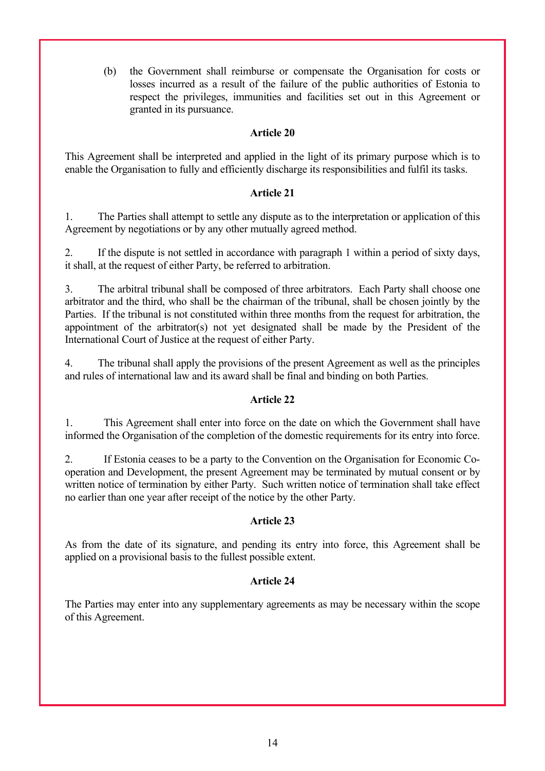(b) the Government shall reimburse or compensate the Organisation for costs or losses incurred as a result of the failure of the public authorities of Estonia to respect the privileges, immunities and facilities set out in this Agreement or granted in its pursuance.

**Article 20**

This Agreement shall be interpreted and applied in the light of its primary purpose which is to enable the Organisation to fully and efficiently discharge its responsibilities and fulfil its tasks.

**Article 21**

1. The Parties shall attempt to settle any dispute as to the interpretation or application of this Agreement by negotiations or by any other mutually agreed method.

2. If the dispute is not settled in accordance with paragraph 1 within a period of sixty days, it shall, at the request of either Party, be referred to arbitration.

3. The arbitral tribunal shall be composed of three arbitrators. Each Party shall choose one arbitrator and the third, who shall be the chairman of the tribunal, shall be chosen jointly by the Parties. If the tribunal is not constituted within three months from the request for arbitration, the appointment of the arbitrator(s) not yet designated shall be made by the President of the International Court of Justice at the request of either Party.

4. The tribunal shall apply the provisions of the present Agreement as well as the principles and rules of international law and its award shall be final and binding on both Parties.

**Article 22**

1. This Agreement shall enter into force on the date on which the Government shall have informed the Organisation of the completion of the domestic requirements for its entry into force.

2. If Estonia ceases to be a party to the Convention on the Organisation for Economic Co-operation and Development, the present Agreement may be terminated by mutual consent or by written notice of termination by either Party. Such written notice of termination shall take effect no earlier than one year after receipt of the notice by the other Party.

**Article 23**

As from the date of its signature, and pending its entry into force, this Agreement shall be applied on a provisional basis to the fullest possible extent.

**Article 24**

The Parties may enter into any supplementary agreements as may be necessary within the scope of this Agreement.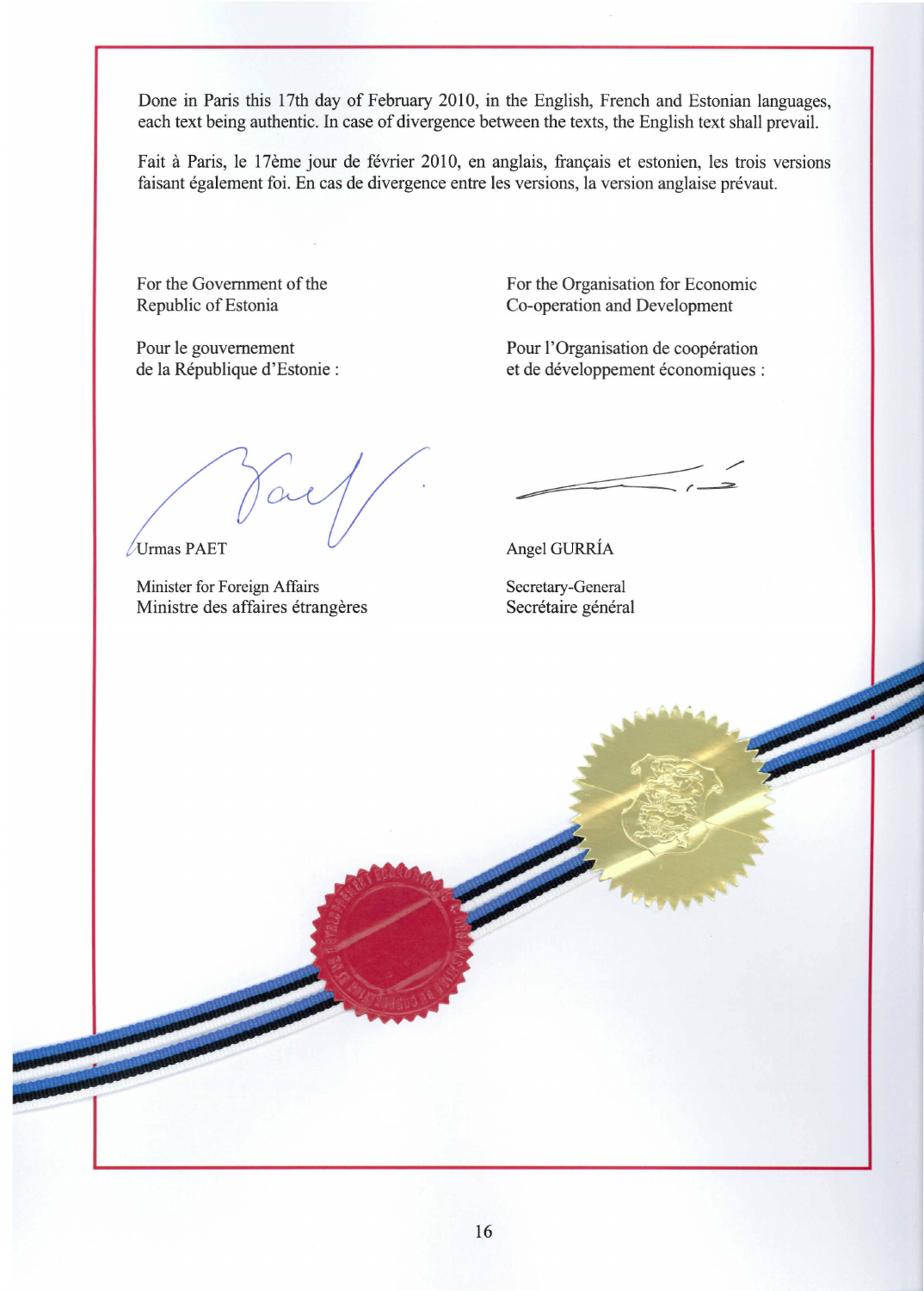Done in Paris this 17th day of February 2010, in the English, French and Estonian languages, each text being authentic. In case of divergence between the texts, the English text shall prevail.

Fait à Paris, le 17ème jour de février 2010, en anglais, français et estonien, les trois versions faisant également foi. En cas de divergence entre les versions, la version anglaise prévaut.

For the Government of the Republic of Estonia

Pour le gouvernement de la République d'Estonie :

Urmas PAET

Minister for Foreign Affairs
Ministre des affaires étrangères

For the Organisation for Economic Co-operation and Development

Pour l'Organisation de coopération et de développement économiques :

Angel GURRÍA

Secretary-General
Secrétaire général